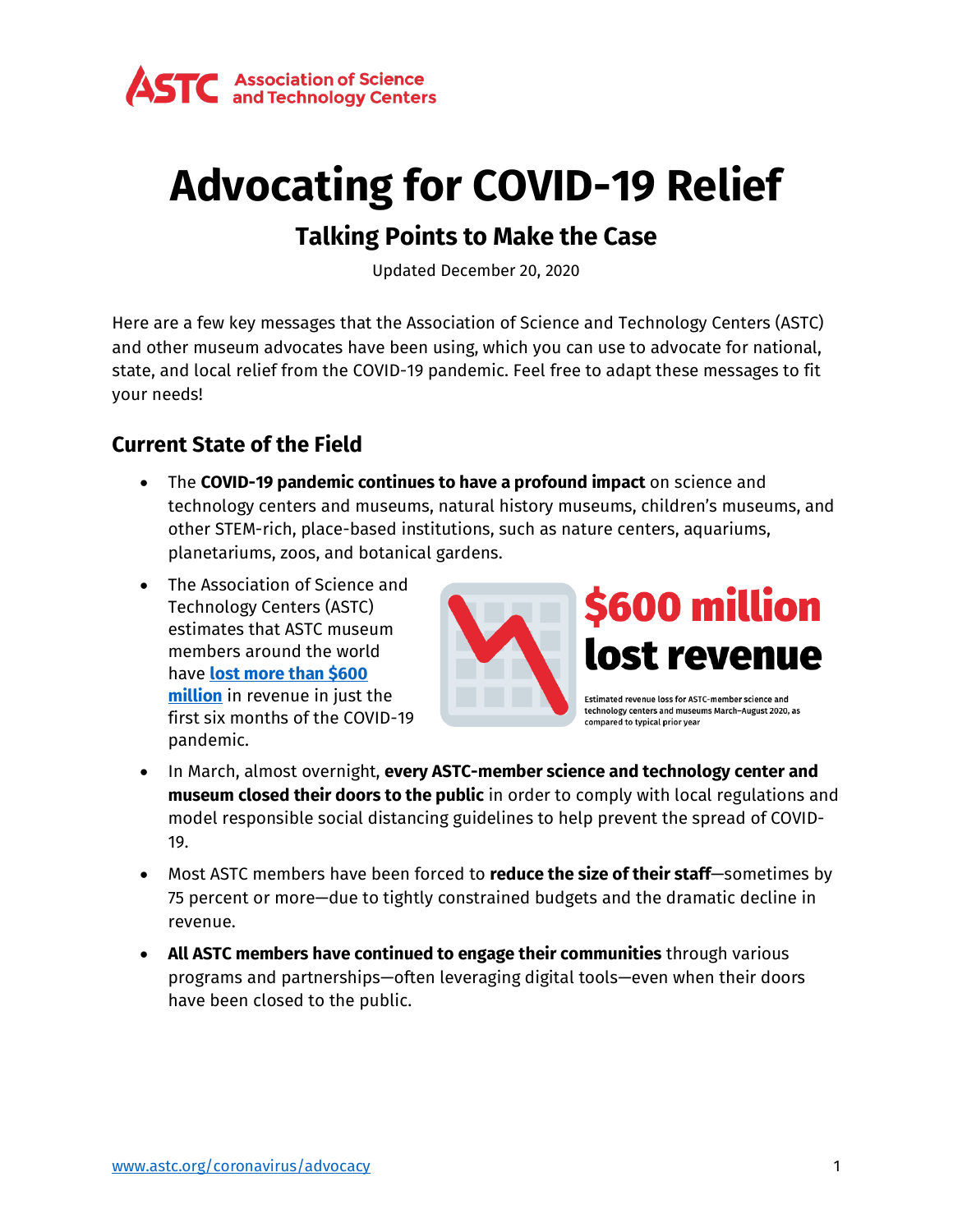ASTC Association of Science and Technology Centers

# Advocating for COVID-19 Relief

## Talking Points to Make the Case

Updated December 20, 2020

Here are a few key messages that the Association of Science and Technology Centers (ASTC) and other museum advocates have been using, which you can use to advocate for national, state, and local relief from the COVID-19 pandemic. Feel free to adapt these messages to fit your needs!

### Current State of the Field

- The **COVID-19 pandemic continues to have a profound impact** on science and technology centers and museums, natural history museums, children's museums, and other STEM-rich, place-based institutions, such as nature centers, aquariums, planetariums, zoos, and botanical gardens.
- The Association of Science and Technology Centers (ASTC) estimates that ASTC museum members around the world have **lost more than $600 million** in revenue in just the first six months of the COVID-19 pandemic.

**$600 million lost revenue**

Estimated revenue loss for ASTC-member science and technology centers and museums March–August 2020, as compared to typical prior year

- In March, almost overnight, **every ASTC-member science and technology center and museum closed their doors to the public** in order to comply with local regulations and model responsible social distancing guidelines to help prevent the spread of COVID-19.
- Most ASTC members have been forced to **reduce the size of their staff**—sometimes by 75 percent or more—due to tightly constrained budgets and the dramatic decline in revenue.
- **All ASTC members have continued to engage their communities** through various programs and partnerships—often leveraging digital tools—even when their doors have been closed to the public.

www.astc.org/coronavirus/advocacy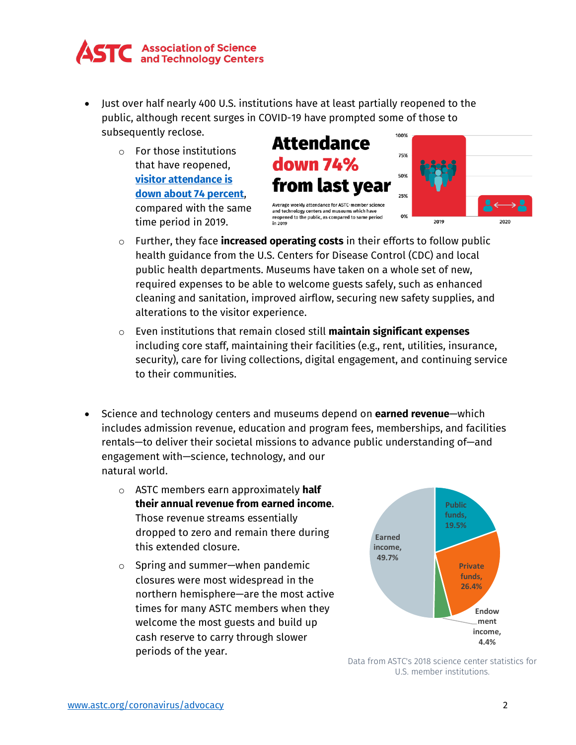- Just over half nearly 400 U.S. institutions have at least partially reopened to the public, although recent surges in COVID-19 have prompted some of those to subsequently reclose.
  - For those institutions that have reopened, [visitor attendance is down about 74 percent](), compared with the same time period in 2019.

**Attendance down 74% from last year**

Average weekly attendance for ASTC-member science and technology centers and museums which have reopened to the public, as compared to same period in 2019

  - Further, they face **increased operating costs** in their efforts to follow public health guidance from the U.S. Centers for Disease Control (CDC) and local public health departments. Museums have taken on a whole set of new, required expenses to be able to welcome guests safely, such as enhanced cleaning and sanitation, improved airflow, securing new safety supplies, and alterations to the visitor experience.
  - Even institutions that remain closed still **maintain significant expenses** including core staff, maintaining their facilities (e.g., rent, utilities, insurance, security), care for living collections, digital engagement, and continuing service to their communities.

- Science and technology centers and museums depend on **earned revenue**—which includes admission revenue, education and program fees, memberships, and facilities rentals—to deliver their societal missions to advance public understanding of—and engagement with—science, technology, and our natural world.
  - ASTC members earn approximately **half their annual revenue from earned income**. Those revenue streams essentially dropped to zero and remain there during this extended closure.
  - Spring and summer—when pandemic closures were most widespread in the northern hemisphere—are the most active times for many ASTC members when they welcome the most guests and build up cash reserve to carry through slower periods of the year.

| Revenue source | Share |
|---|---|
| Earned income | 49.7% |
| Public funds | 19.5% |
| Private funds | 26.4% |
| Endowment income | 4.4% |

Data from ASTC's 2018 science center statistics for U.S. member institutions.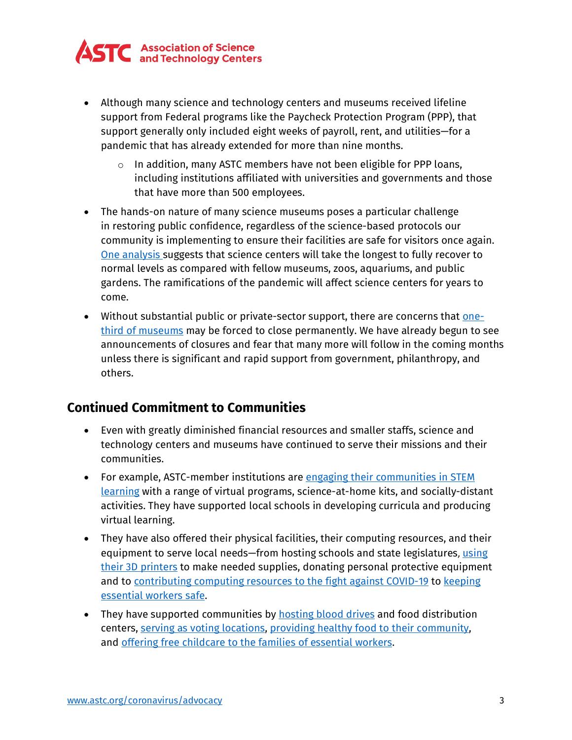- Although many science and technology centers and museums received lifeline support from Federal programs like the Paycheck Protection Program (PPP), that support generally only included eight weeks of payroll, rent, and utilities—for a pandemic that has already extended for more than nine months.
    - In addition, many ASTC members have not been eligible for PPP loans, including institutions affiliated with universities and governments and those that have more than 500 employees.
- The hands-on nature of many science museums poses a particular challenge in restoring public confidence, regardless of the science-based protocols our community is implementing to ensure their facilities are safe for visitors once again. One analysis suggests that science centers will take the longest to fully recover to normal levels as compared with fellow museums, zoos, aquariums, and public gardens. The ramifications of the pandemic will affect science centers for years to come.
- Without substantial public or private-sector support, there are concerns that one-third of museums may be forced to close permanently. We have already begun to see announcements of closures and fear that many more will follow in the coming months unless there is significant and rapid support from government, philanthropy, and others.

## Continued Commitment to Communities

- Even with greatly diminished financial resources and smaller staffs, science and technology centers and museums have continued to serve their missions and their communities.
- For example, ASTC-member institutions are engaging their communities in STEM learning with a range of virtual programs, science-at-home kits, and socially-distant activities. They have supported local schools in developing curricula and producing virtual learning.
- They have also offered their physical facilities, their computing resources, and their equipment to serve local needs—from hosting schools and state legislatures, using their 3D printers to make needed supplies, donating personal protective equipment and to contributing computing resources to the fight against COVID-19 to keeping essential workers safe.
- They have supported communities by hosting blood drives and food distribution centers, serving as voting locations, providing healthy food to their community, and offering free childcare to the families of essential workers.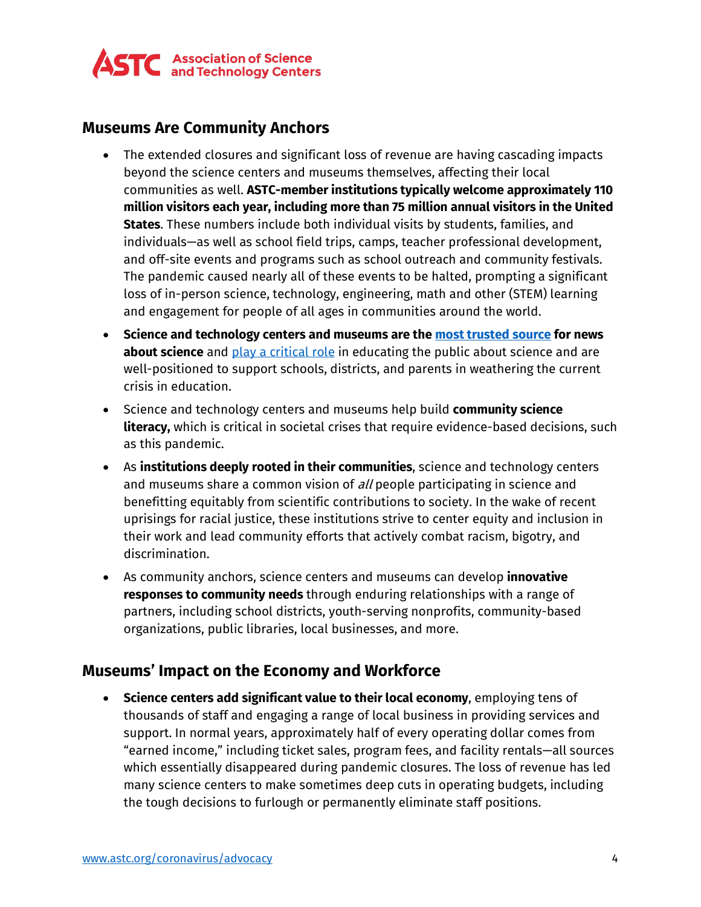## Museums Are Community Anchors

- The extended closures and significant loss of revenue are having cascading impacts beyond the science centers and museums themselves, affecting their local communities as well. **ASTC-member institutions typically welcome approximately 110 million visitors each year, including more than 75 million annual visitors in the United States**. These numbers include both individual visits by students, families, and individuals—as well as school field trips, camps, teacher professional development, and off-site events and programs such as school outreach and community festivals. The pandemic caused nearly all of these events to be halted, prompting a significant loss of in-person science, technology, engineering, math and other (STEM) learning and engagement for people of all ages in communities around the world.
- **Science and technology centers and museums are the most trusted source for news about science** and play a critical role in educating the public about science and are well-positioned to support schools, districts, and parents in weathering the current crisis in education.
- Science and technology centers and museums help build **community science literacy,** which is critical in societal crises that require evidence-based decisions, such as this pandemic.
- As **institutions deeply rooted in their communities**, science and technology centers and museums share a common vision of *all* people participating in science and benefitting equitably from scientific contributions to society. In the wake of recent uprisings for racial justice, these institutions strive to center equity and inclusion in their work and lead community efforts that actively combat racism, bigotry, and discrimination.
- As community anchors, science centers and museums can develop **innovative responses to community needs** through enduring relationships with a range of partners, including school districts, youth-serving nonprofits, community-based organizations, public libraries, local businesses, and more.

## Museums' Impact on the Economy and Workforce

- **Science centers add significant value to their local economy**, employing tens of thousands of staff and engaging a range of local business in providing services and support. In normal years, approximately half of every operating dollar comes from "earned income," including ticket sales, program fees, and facility rentals—all sources which essentially disappeared during pandemic closures. The loss of revenue has led many science centers to make sometimes deep cuts in operating budgets, including the tough decisions to furlough or permanently eliminate staff positions.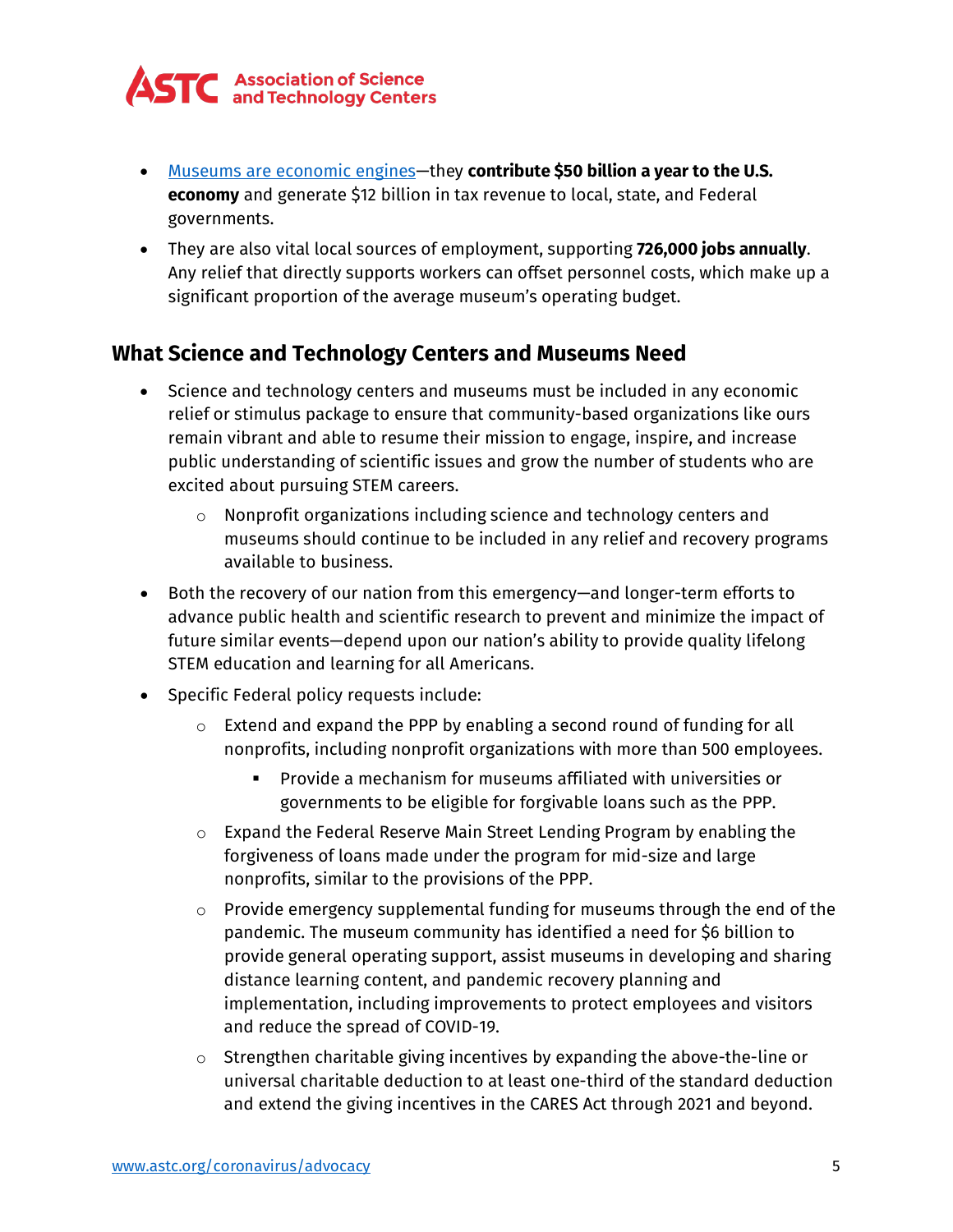- Museums are economic engines—they **contribute $50 billion a year to the U.S. economy** and generate $12 billion in tax revenue to local, state, and Federal governments.
- They are also vital local sources of employment, supporting **726,000 jobs annually**. Any relief that directly supports workers can offset personnel costs, which make up a significant proportion of the average museum's operating budget.

## What Science and Technology Centers and Museums Need

- Science and technology centers and museums must be included in any economic relief or stimulus package to ensure that community-based organizations like ours remain vibrant and able to resume their mission to engage, inspire, and increase public understanding of scientific issues and grow the number of students who are excited about pursuing STEM careers.
  - Nonprofit organizations including science and technology centers and museums should continue to be included in any relief and recovery programs available to business.
- Both the recovery of our nation from this emergency—and longer-term efforts to advance public health and scientific research to prevent and minimize the impact of future similar events—depend upon our nation's ability to provide quality lifelong STEM education and learning for all Americans.
- Specific Federal policy requests include:
  - Extend and expand the PPP by enabling a second round of funding for all nonprofits, including nonprofit organizations with more than 500 employees.
    - Provide a mechanism for museums affiliated with universities or governments to be eligible for forgivable loans such as the PPP.
  - Expand the Federal Reserve Main Street Lending Program by enabling the forgiveness of loans made under the program for mid-size and large nonprofits, similar to the provisions of the PPP.
  - Provide emergency supplemental funding for museums through the end of the pandemic. The museum community has identified a need for $6 billion to provide general operating support, assist museums in developing and sharing distance learning content, and pandemic recovery planning and implementation, including improvements to protect employees and visitors and reduce the spread of COVID-19.
  - Strengthen charitable giving incentives by expanding the above-the-line or universal charitable deduction to at least one-third of the standard deduction and extend the giving incentives in the CARES Act through 2021 and beyond.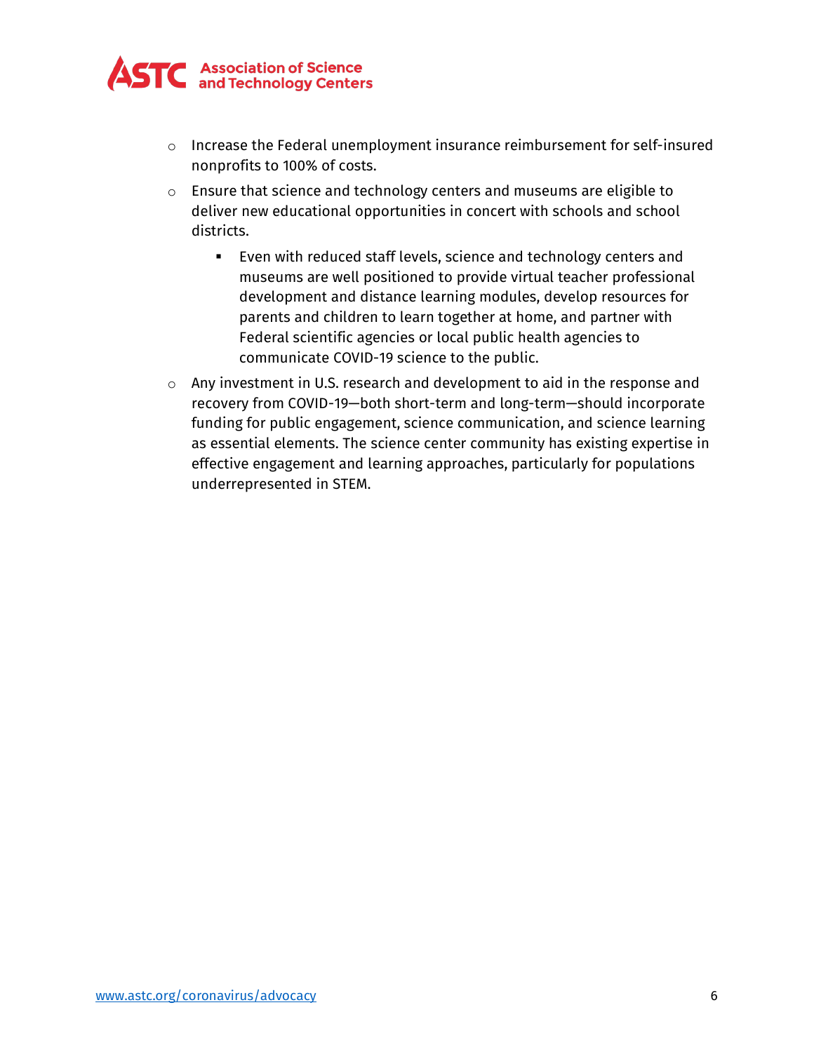- Increase the Federal unemployment insurance reimbursement for self-insured nonprofits to 100% of costs.
- Ensure that science and technology centers and museums are eligible to deliver new educational opportunities in concert with schools and school districts.
  - Even with reduced staff levels, science and technology centers and museums are well positioned to provide virtual teacher professional development and distance learning modules, develop resources for parents and children to learn together at home, and partner with Federal scientific agencies or local public health agencies to communicate COVID-19 science to the public.
- Any investment in U.S. research and development to aid in the response and recovery from COVID-19—both short-term and long-term—should incorporate funding for public engagement, science communication, and science learning as essential elements. The science center community has existing expertise in effective engagement and learning approaches, particularly for populations underrepresented in STEM.